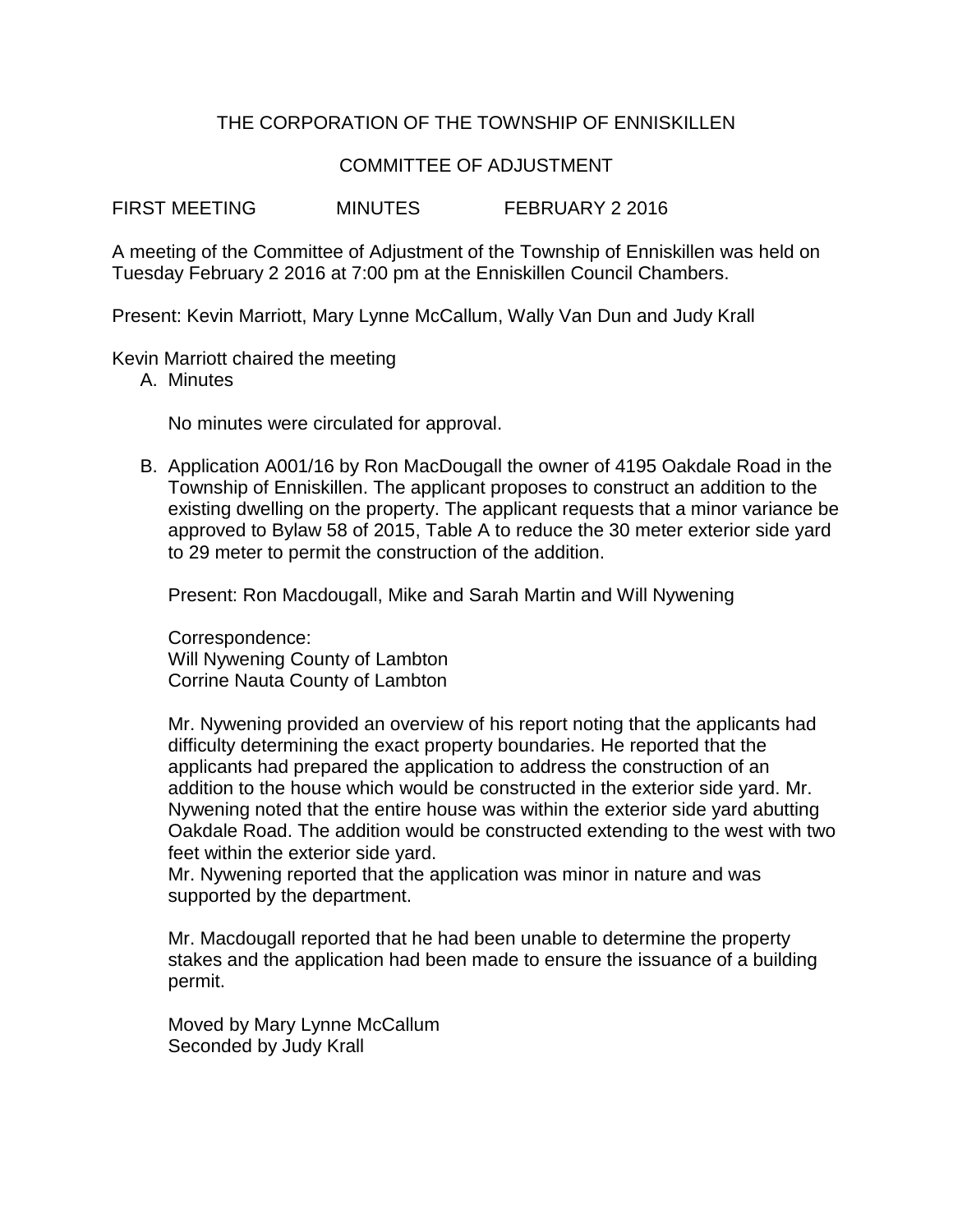THE CORPORATION OF THE TOWNSHIP OF ENNISKILLEN

COMMITTEE OF ADJUSTMENT

FIRST MEETING MINUTES FEBRUARY 2 2016

A meeting of the Committee of Adjustment of the Township of Enniskillen was held on Tuesday February 2 2016 at 7:00 pm at the Enniskillen Council Chambers.

Present: Kevin Marriott, Mary Lynne McCallum, Wally Van Dun and Judy Krall

Kevin Marriott chaired the meeting

A. Minutes

   No minutes were circulated for approval.

B. Application A001/16 by Ron MacDougall the owner of 4195 Oakdale Road in the Township of Enniskillen. The applicant proposes to construct an addition to the existing dwelling on the property. The applicant requests that a minor variance be approved to Bylaw 58 of 2015, Table A to reduce the 30 meter exterior side yard to 29 meter to permit the construction of the addition.

   Present: Ron Macdougall, Mike and Sarah Martin and Will Nywening

   Correspondence:
   Will Nywening County of Lambton
   Corrine Nauta County of Lambton

   Mr. Nywening provided an overview of his report noting that the applicants had difficulty determining the exact property boundaries. He reported that the applicants had prepared the application to address the construction of an addition to the house which would be constructed in the exterior side yard. Mr. Nywening noted that the entire house was within the exterior side yard abutting Oakdale Road. The addition would be constructed extending to the west with two feet within the exterior side yard.
   Mr. Nywening reported that the application was minor in nature and was supported by the department.

   Mr. Macdougall reported that he had been unable to determine the property stakes and the application had been made to ensure the issuance of a building permit.

   Moved by Mary Lynne McCallum
   Seconded by Judy Krall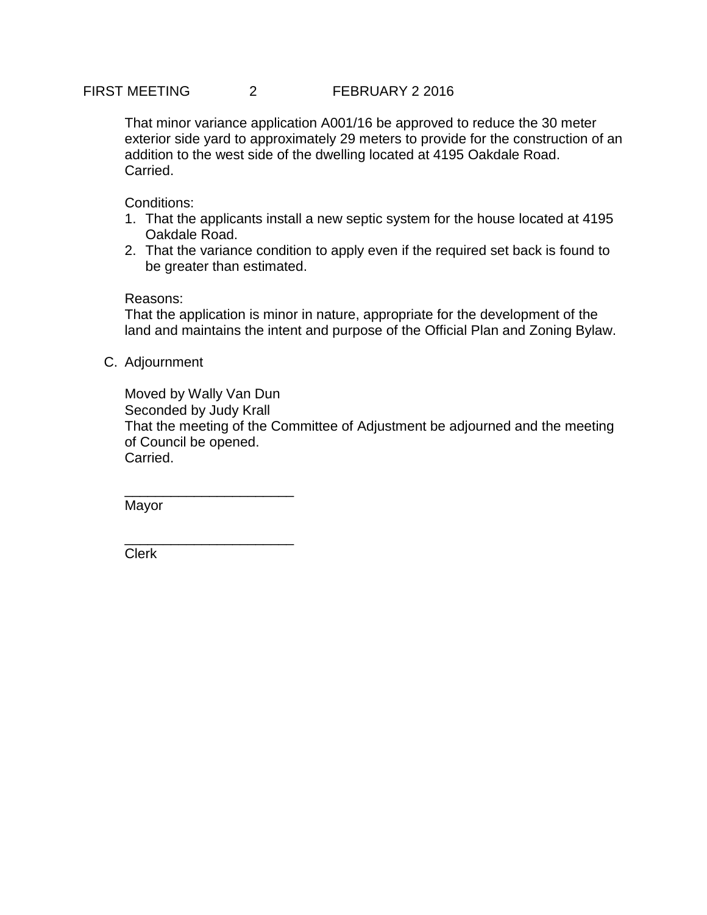That minor variance application A001/16 be approved to reduce the 30 meter exterior side yard to approximately 29 meters to provide for the construction of an addition to the west side of the dwelling located at 4195 Oakdale Road.
Carried.

Conditions:

1. That the applicants install a new septic system for the house located at 4195 Oakdale Road.
2. That the variance condition to apply even if the required set back is found to be greater than estimated.

Reasons:
That the application is minor in nature, appropriate for the development of the land and maintains the intent and purpose of the Official Plan and Zoning Bylaw.

C. Adjournment

Moved by Wally Van Dun
Seconded by Judy Krall
That the meeting of the Committee of Adjustment be adjourned and the meeting of Council be opened.
Carried.

______________________
Mayor

______________________
Clerk